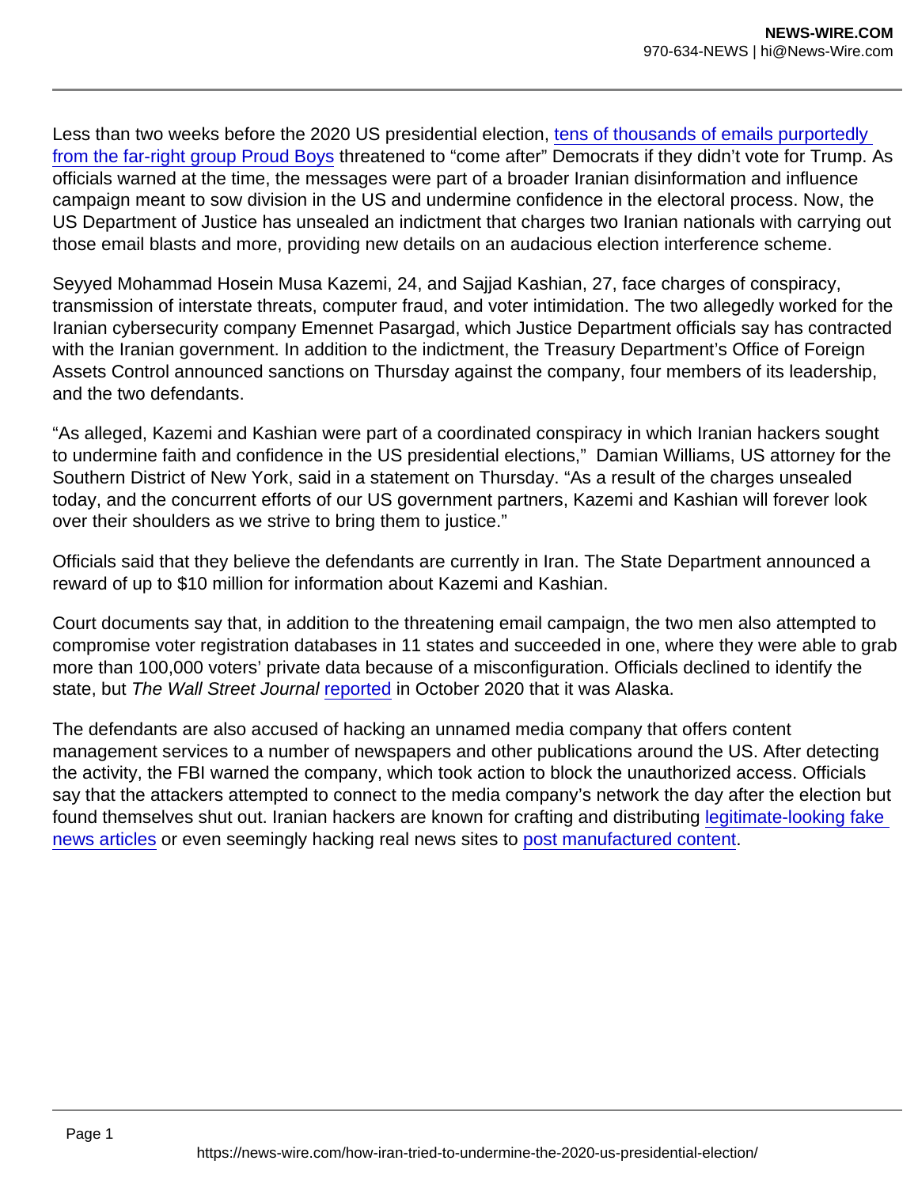Less than two weeks before the 2020 US presidential election, tens of thousands of emails purportedly from the far-right group Proud Boys threatened to “come after” Democrats if they didn’t vote for Trump. As officials warned at the time, the messages were part of a broader Iranian disinformation and influence campaign meant to sow division in the US and undermine confidence in the electoral process. Now, the US Department of Justice has unsealed an indictment that charges two Iranian nationals with carrying out those email blasts and more, providing new details on an audacious election interference scheme.

Seyyed Mohammad Hosein Musa Kazemi, 24, and Sajjad Kashian, 27, face charges of conspiracy, transmission of interstate threats, computer fraud, and voter intimidation. The two allegedly worked for the Iranian cybersecurity company Emennet Pasargad, which Justice Department officials say has contracted with the Iranian government. In addition to the indictment, the Treasury Department’s Office of Foreign Assets Control announced sanctions on Thursday against the company, four members of its leadership, and the two defendants.

“As alleged, Kazemi and Kashian were part of a coordinated conspiracy in which Iranian hackers sought to undermine faith and confidence in the US presidential elections,” Damian Williams, US attorney for the Southern District of New York, said in a statement on Thursday. “As a result of the charges unsealed today, and the concurrent efforts of our US government partners, Kazemi and Kashian will forever look over their shoulders as we strive to bring them to justice.”

Officials said that they believe the defendants are currently in Iran. The State Department announced a reward of up to $10 million for information about Kazemi and Kashian.

Court documents say that, in addition to the threatening email campaign, the two men also attempted to compromise voter registration databases in 11 states and succeeded in one, where they were able to grab more than 100,000 voters’ private data because of a misconfiguration. Officials declined to identify the state, but *The Wall Street Journal* reported in October 2020 that it was Alaska.

The defendants are also accused of hacking an unnamed media company that offers content management services to a number of newspapers and other publications around the US. After detecting the activity, the FBI warned the company, which took action to block the unauthorized access. Officials say that the attackers attempted to connect to the media company’s network the day after the election but found themselves shut out. Iranian hackers are known for crafting and distributing legitimate-looking fake news articles or even seemingly hacking real news sites to post manufactured content.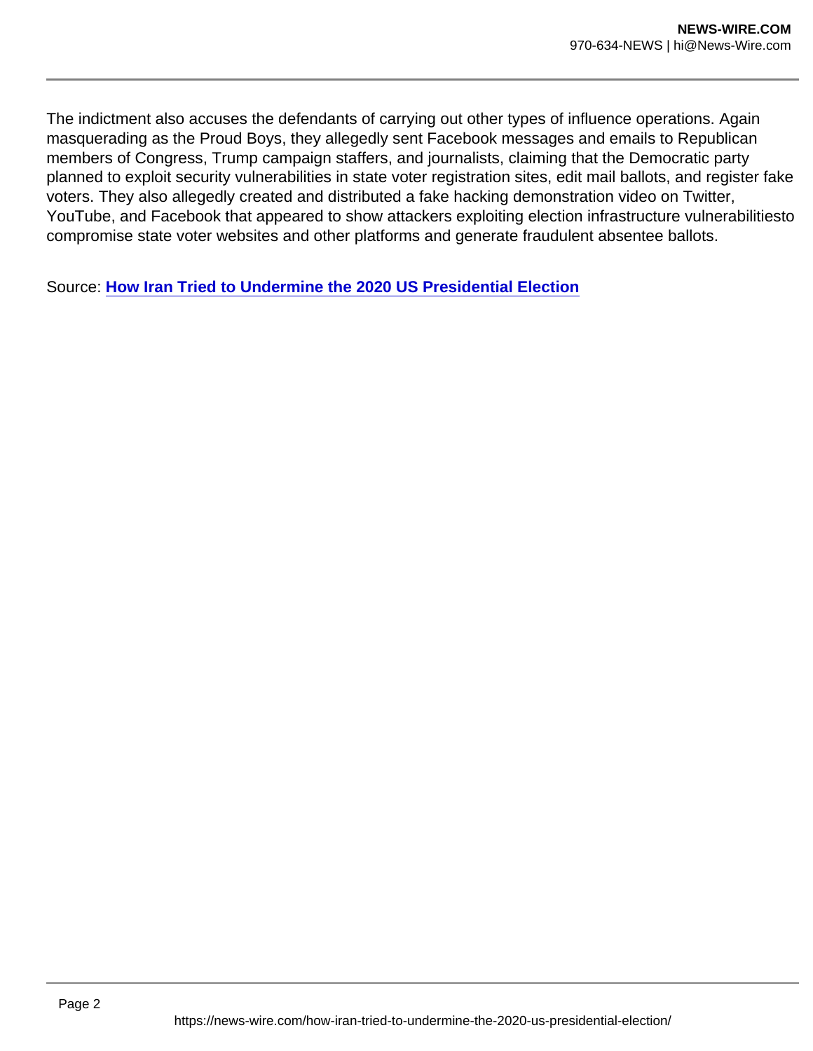The indictment also accuses the defendants of carrying out other types of influence operations. Again masquerading as the Proud Boys, they allegedly sent Facebook messages and emails to Republican members of Congress, Trump campaign staffers, and journalists, claiming that the Democratic party planned to exploit security vulnerabilities in state voter registration sites, edit mail ballots, and register fake voters. They also allegedly created and distributed a fake hacking demonstration video on Twitter, YouTube, and Facebook that appeared to show attackers exploiting election infrastructure vulnerabilitiesto compromise state voter websites and other platforms and generate fraudulent absentee ballots.

Source: **How Iran Tried to Undermine the 2020 US Presidential Election**